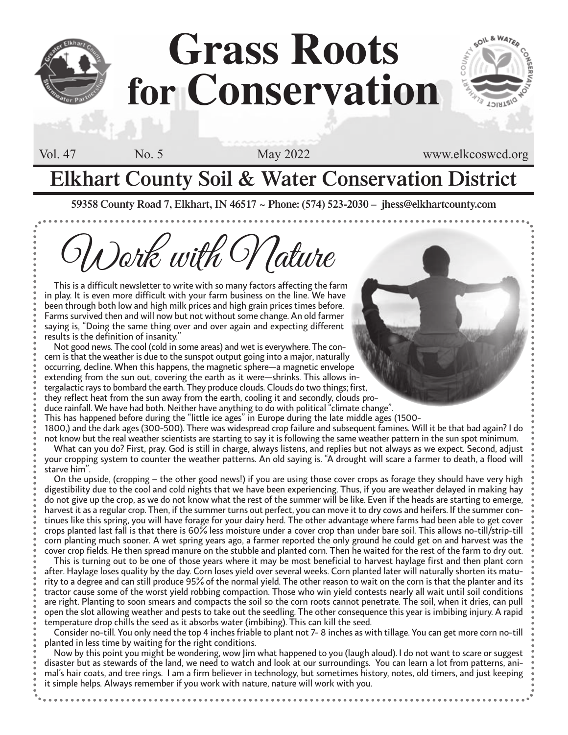# Grass Roots for Conservation

Vol. 47 No. 5 May 2022 www.elkcoswcd.org

## Elkhart County Soil & Water Conservation District

**59358 County Road 7, Elkhart, IN 46517 ~ Phone: (574) 523-2030 – jhess@elkhartcounty.com**

## Work with Nature

This is a difficult newsletter to write with so many factors affecting the farm in play. It is even more difficult with your farm business on the line. We have been through both low and high milk prices and high grain prices times before. Farms survived then and will now but not without some change. An old farmer saying is, "Doing the same thing over and over again and expecting different results is the definition of insanity."

Not good news. The cool (cold in some areas) and wet is everywhere. The concern is that the weather is due to the sunspot output going into a major, naturally occurring, decline. When this happens, the magnetic sphere—a magnetic envelope extending from the sun out, covering the earth as it were—shrinks. This allows intergalactic rays to bombard the earth. They produce clouds. Clouds do two things; first, they reflect heat from the sun away from the earth, cooling it and secondly, clouds produce rainfall. We have had both. Neither have anything to do with political "climate change". This has happened before during the "little ice ages" in Europe during the late middle ages (1500-1800,) and the dark ages (300-500). There was widespread crop failure and subsequent famines. Will it be that bad again? I do not know but the real weather scientists are starting to say it is following the same weather pattern in the sun spot minimum.

What can you do? First, pray. God is still in charge, always listens, and replies but not always as we expect. Second, adjust your cropping system to counter the weather patterns. An old saying is. "A drought will scare a farmer to death, a flood will starve him".

On the upside, (cropping – the other good news!) if you are using those cover crops as forage they should have very high digestibility due to the cool and cold nights that we have been experiencing. Thus, if you are weather delayed in making hay do not give up the crop, as we do not know what the rest of the summer will be like. Even if the heads are starting to emerge, harvest it as a regular crop. Then, if the summer turns out perfect, you can move it to dry cows and heifers. If the summer continues like this spring, you will have forage for your dairy herd. The other advantage where farms had been able to get cover crops planted last fall is that there is 60% less moisture under a cover crop than under bare soil. This allows no-till/strip-till corn planting much sooner. A wet spring years ago, a farmer reported the only ground he could get on and harvest was the cover crop fields. He then spread manure on the stubble and planted corn. Then he waited for the rest of the farm to dry out.

This is turning out to be one of those years where it may be most beneficial to harvest haylage first and then plant corn after. Haylage loses quality by the day. Corn loses yield over several weeks. Corn planted later will naturally shorten its maturity to a degree and can still produce 95% of the normal yield. The other reason to wait on the corn is that the planter and its tractor cause some of the worst yield robbing compaction. Those who win yield contests nearly all wait until soil conditions are right. Planting to soon smears and compacts the soil so the corn roots cannot penetrate. The soil, when it dries, can pull open the slot allowing weather and pests to take out the seedling. The other consequence this year is imbibing injury. A rapid temperature drop chills the seed as it absorbs water (imbibing). This can kill the seed.

Consider no-till. You only need the top 4 inches friable to plant not 7- 8 inches as with tillage. You can get more corn no-till planted in less time by waiting for the right conditions.

Now by this point you might be wondering, wow Jim what happened to you (laugh aloud). I do not want to scare or suggest disaster but as stewards of the land, we need to watch and look at our surroundings. You can learn a lot from patterns, animal's hair coats, and tree rings. I am a firm believer in technology, but sometimes history, notes, old timers, and just keeping it simple helps. Always remember if you work with nature, nature will work with you.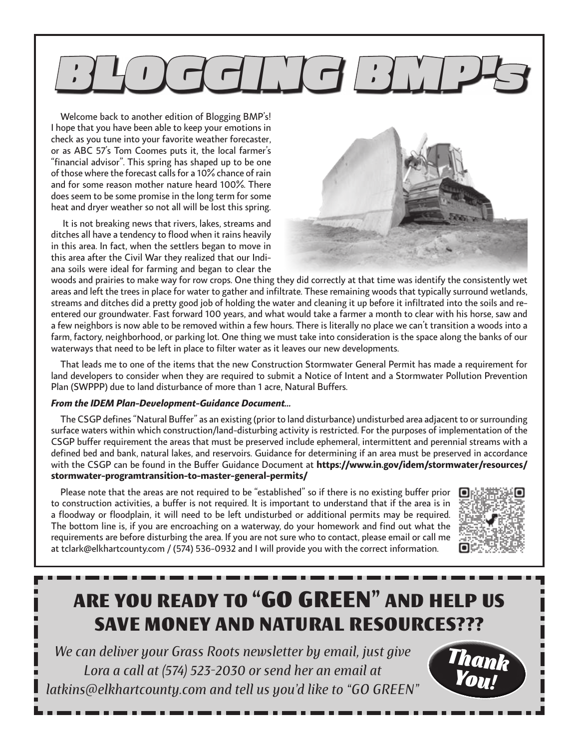# BLOGGING BMP's

Welcome back to another edition of Blogging BMP's! I hope that you have been able to keep your emotions in check as you tune into your favorite weather forecaster, or as ABC 57's Tom Coomes puts it, the local farmer's "financial advisor". This spring has shaped up to be one of those where the forecast calls for a 10% chance of rain and for some reason mother nature heard 100%. There does seem to be some promise in the long term for some heat and dryer weather so not all will be lost this spring.

It is not breaking news that rivers, lakes, streams and ditches all have a tendency to flood when it rains heavily in this area. In fact, when the settlers began to move in this area after the Civil War they realized that our Indiana soils were ideal for farming and began to clear the woods and prairies to make way for row crops. One thing they did correctly at that time was identify the consistently wet areas and left the trees in place for water to gather and infiltrate. These remaining woods that typically surround wetlands, streams and ditches did a pretty good job of holding the water and cleaning it up before it infiltrated into the soils and re-entered our groundwater. Fast forward 100 years, and what would take a farmer a month to clear with his horse, saw and a few neighbors is now able to be removed within a few hours. There is literally no place we can't transition a woods into a farm, factory, neighborhood, or parking lot. One thing we must take into consideration is the space along the banks of our waterways that need to be left in place to filter water as it leaves our new developments.

That leads me to one of the items that the new Construction Stormwater General Permit has made a requirement for land developers to consider when they are required to submit a Notice of Intent and a Stormwater Pollution Prevention Plan (SWPPP) due to land disturbance of more than 1 acre, Natural Buffers.

***From the IDEM Plan-Development-Guidance Document...***

The CSGP defines "Natural Buffer" as an existing (prior to land disturbance) undisturbed area adjacent to or surrounding surface waters within which construction/land-disturbing activity is restricted. For the purposes of implementation of the CSGP buffer requirement the areas that must be preserved include ephemeral, intermittent and perennial streams with a defined bed and bank, natural lakes, and reservoirs. Guidance for determining if an area must be preserved in accordance with the CSGP can be found in the Buffer Guidance Document at **https://www.in.gov/idem/stormwater/resources/stormwater-programtransition-to-master-general-permits/**

Please note that the areas are not required to be "established" so if there is no existing buffer prior to construction activities, a buffer is not required. It is important to understand that if the area is in a floodway or floodplain, it will need to be left undisturbed or additional permits may be required. The bottom line is, if you are encroaching on a waterway, do your homework and find out what the requirements are before disturbing the area. If you are not sure who to contact, please email or call me at tclark@elkhartcounty.com / (574) 536-0932 and I will provide you with the correct information.

## ARE YOU READY TO "GO GREEN" AND HELP US SAVE MONEY AND NATURAL RESOURCES???

*We can deliver your Grass Roots newsletter by email, just give Lora a call at (574) 523-2030 or send her an email at latkins@elkhartcounty.com and tell us you'd like to "GO GREEN"*

**Thank You!**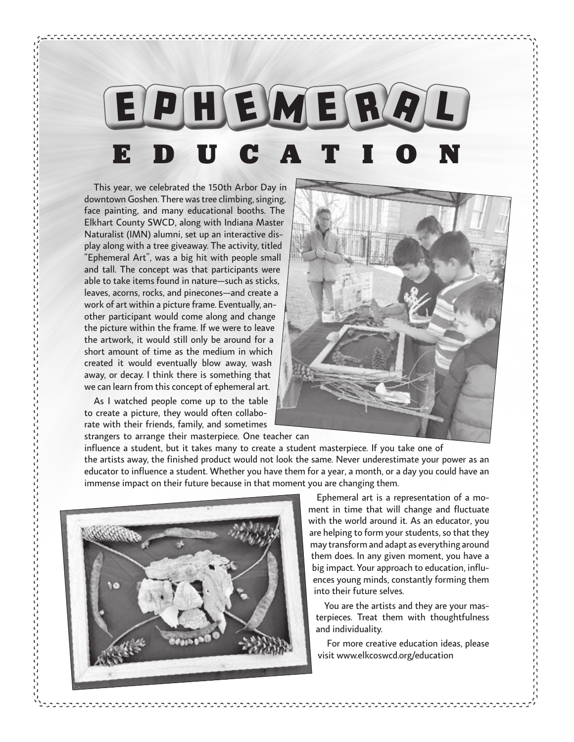# EPHEMERAL EDUCATION

This year, we celebrated the 150th Arbor Day in downtown Goshen. There was tree climbing, singing, face painting, and many educational booths. The Elkhart County SWCD, along with Indiana Master Naturalist (IMN) alumni, set up an interactive display along with a tree giveaway. The activity, titled "Ephemeral Art", was a big hit with people small and tall. The concept was that participants were able to take items found in nature—such as sticks, leaves, acorns, rocks, and pinecones—and create a work of art within a picture frame. Eventually, another participant would come along and change the picture within the frame. If we were to leave the artwork, it would still only be around for a short amount of time as the medium in which created it would eventually blow away, wash away, or decay. I think there is something that we can learn from this concept of ephemeral art.

As I watched people come up to the table to create a picture, they would often collaborate with their friends, family, and sometimes strangers to arrange their masterpiece. One teacher can influence a student, but it takes many to create a student masterpiece. If you take one of the artists away, the finished product would not look the same. Never underestimate your power as an educator to influence a student. Whether you have them for a year, a month, or a day you could have an immense impact on their future because in that moment you are changing them.

Ephemeral art is a representation of a moment in time that will change and fluctuate with the world around it. As an educator, you are helping to form your students, so that they may transform and adapt as everything around them does. In any given moment, you have a big impact. Your approach to education, influences young minds, constantly forming them into their future selves.

You are the artists and they are your masterpieces. Treat them with thoughtfulness and individuality.

For more creative education ideas, please visit www.elkcoswcd.org/education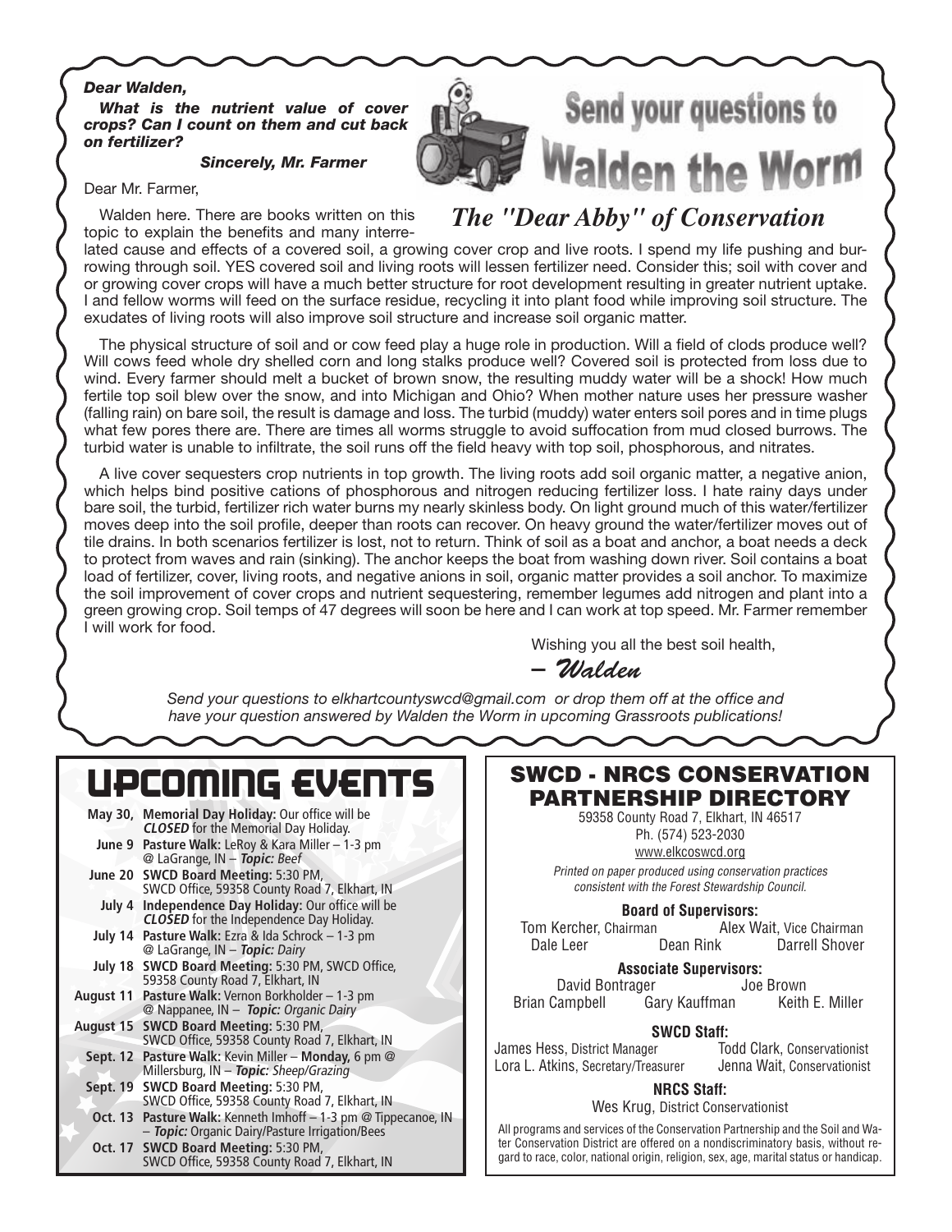# Send your questions to Walden the Worm

## *The "Dear Abby" of Conservation*

***Dear Walden,***

***What is the nutrient value of cover crops? Can I count on them and cut back on fertilizer?***

***Sincerely, Mr. Farmer***

Dear Mr. Farmer,

Walden here. There are books written on this topic to explain the benefits and many interrelated cause and effects of a covered soil, a growing cover crop and live roots. I spend my life pushing and burrowing through soil. YES covered soil and living roots will lessen fertilizer need. Consider this; soil with cover and or growing cover crops will have a much better structure for root development resulting in greater nutrient uptake. I and fellow worms will feed on the surface residue, recycling it into plant food while improving soil structure. The exudates of living roots will also improve soil structure and increase soil organic matter.

The physical structure of soil and or cow feed play a huge role in production. Will a field of clods produce well? Will cows feed whole dry shelled corn and long stalks produce well? Covered soil is protected from loss due to wind. Every farmer should melt a bucket of brown snow, the resulting muddy water will be a shock! How much fertile top soil blew over the snow, and into Michigan and Ohio? When mother nature uses her pressure washer (falling rain) on bare soil, the result is damage and loss. The turbid (muddy) water enters soil pores and in time plugs what few pores there are. There are times all worms struggle to avoid suffocation from mud closed burrows. The turbid water is unable to infiltrate, the soil runs off the field heavy with top soil, phosphorous, and nitrates.

A live cover sequesters crop nutrients in top growth. The living roots add soil organic matter, a negative anion, which helps bind positive cations of phosphorous and nitrogen reducing fertilizer loss. I hate rainy days under bare soil, the turbid, fertilizer rich water burns my nearly skinless body. On light ground much of this water/fertilizer moves deep into the soil profile, deeper than roots can recover. On heavy ground the water/fertilizer moves out of tile drains. In both scenarios fertilizer is lost, not to return. Think of soil as a boat and anchor, a boat needs a deck to protect from waves and rain (sinking). The anchor keeps the boat from washing down river. Soil contains a boat load of fertilizer, cover, living roots, and negative anions in soil, organic matter provides a soil anchor. To maximize the soil improvement of cover crops and nutrient sequestering, remember legumes add nitrogen and plant into a green growing crop. Soil temps of 47 degrees will soon be here and I can work at top speed. Mr. Farmer remember I will work for food.

Wishing you all the best soil health,

*– Walden*

*Send your questions to elkhartcountyswcd@gmail.com or drop them off at the office and have your question answered by Walden the Worm in upcoming Grassroots publications!*

# UPCOMING EVENTS

- **May 30, Memorial Day Holiday:** Our office will be ***CLOSED*** for the Memorial Day Holiday.
- **June 9 Pasture Walk:** LeRoy & Kara Miller – 1-3 pm @ LaGrange, IN – ***Topic:*** *Beef*
- **June 20 SWCD Board Meeting:** 5:30 PM, SWCD Office, 59358 County Road 7, Elkhart, IN
- **July 4 Independence Day Holiday:** Our office will be ***CLOSED*** for the Independence Day Holiday.
- **July 14 Pasture Walk:** Ezra & Ida Schrock – 1-3 pm @ LaGrange, IN – ***Topic: Dairy***
- **July 18 SWCD Board Meeting:** 5:30 PM, SWCD Office, 59358 County Road 7, Elkhart, IN
- **August 11 Pasture Walk:** Vernon Borkholder – 1-3 pm @ Nappanee, IN – ***Topic:*** *Organic Dairy*
- **August 15 SWCD Board Meeting:** 5:30 PM, SWCD Office, 59358 County Road 7, Elkhart, IN
- **Sept. 12 Pasture Walk:** Kevin Miller – **Monday,** 6 pm @ Millersburg, IN – ***Topic:*** *Sheep/Grazing*
- **Sept. 19 SWCD Board Meeting:** 5:30 PM, SWCD Office, 59358 County Road 7, Elkhart, IN
- **Oct. 13 Pasture Walk:** Kenneth Imhoff – 1-3 pm @ Tippecanoe, IN – ***Topic:*** Organic Dairy/Pasture Irrigation/Bees
- **Oct. 17 SWCD Board Meeting:** 5:30 PM, SWCD Office, 59358 County Road 7, Elkhart, IN

# SWCD - NRCS CONSERVATION PARTNERSHIP DIRECTORY

59358 County Road 7, Elkhart, IN 46517
Ph. (574) 523-2030
www.elkcoswcd.org

*Printed on paper produced using conservation practices consistent with the Forest Stewardship Council.*

**Board of Supervisors:**

Tom Kercher, Chairman — Alex Wait, Vice Chairman
Dale Leer — Dean Rink — Darrell Shover

**Associate Supervisors:**

David Bontrager — Joe Brown
Brian Campbell — Gary Kauffman — Keith E. Miller

**SWCD Staff:**

James Hess, District Manager — Todd Clark, Conservationist
Lora L. Atkins, Secretary/Treasurer — Jenna Wait, Conservationist

**NRCS Staff:**

Wes Krug, District Conservationist

All programs and services of the Conservation Partnership and the Soil and Water Conservation District are offered on a nondiscriminatory basis, without regard to race, color, national origin, religion, sex, age, marital status or handicap.